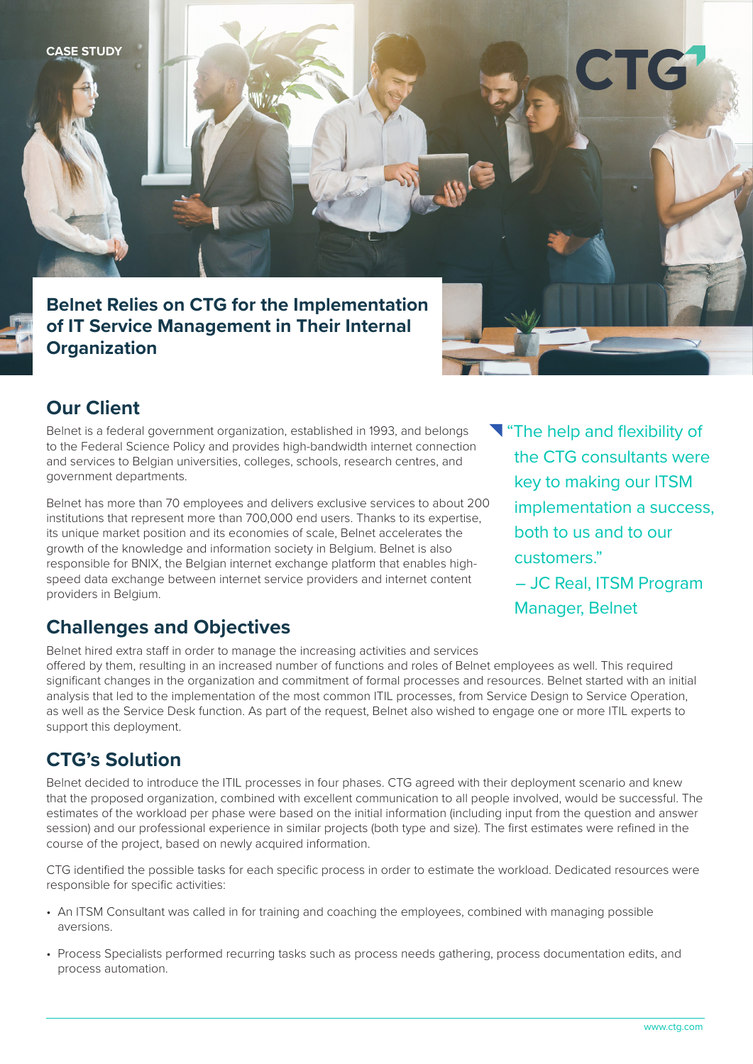CASE STUDY

# Belnet Relies on CTG for the Implementation of IT Service Management in Their Internal Organization

## Our Client

Belnet is a federal government organization, established in 1993, and belongs to the Federal Science Policy and provides high-bandwidth internet connection and services to Belgian universities, colleges, schools, research centres, and government departments.

Belnet has more than 70 employees and delivers exclusive services to about 200 institutions that represent more than 700,000 end users. Thanks to its expertise, its unique market position and its economies of scale, Belnet accelerates the growth of the knowledge and information society in Belgium. Belnet is also responsible for BNIX, the Belgian internet exchange platform that enables high-speed data exchange between internet service providers and internet content providers in Belgium.

> "The help and flexibility of the CTG consultants were key to making our ITSM implementation a success, both to us and to our customers."
> – JC Real, ITSM Program Manager, Belnet

## Challenges and Objectives

Belnet hired extra staff in order to manage the increasing activities and services offered by them, resulting in an increased number of functions and roles of Belnet employees as well. This required significant changes in the organization and commitment of formal processes and resources. Belnet started with an initial analysis that led to the implementation of the most common ITIL processes, from Service Design to Service Operation, as well as the Service Desk function. As part of the request, Belnet also wished to engage one or more ITIL experts to support this deployment.

## CTG's Solution

Belnet decided to introduce the ITIL processes in four phases. CTG agreed with their deployment scenario and knew that the proposed organization, combined with excellent communication to all people involved, would be successful. The estimates of the workload per phase were based on the initial information (including input from the question and answer session) and our professional experience in similar projects (both type and size). The first estimates were refined in the course of the project, based on newly acquired information.

CTG identified the possible tasks for each specific process in order to estimate the workload. Dedicated resources were responsible for specific activities:

- An ITSM Consultant was called in for training and coaching the employees, combined with managing possible aversions.
- Process Specialists performed recurring tasks such as process needs gathering, process documentation edits, and process automation.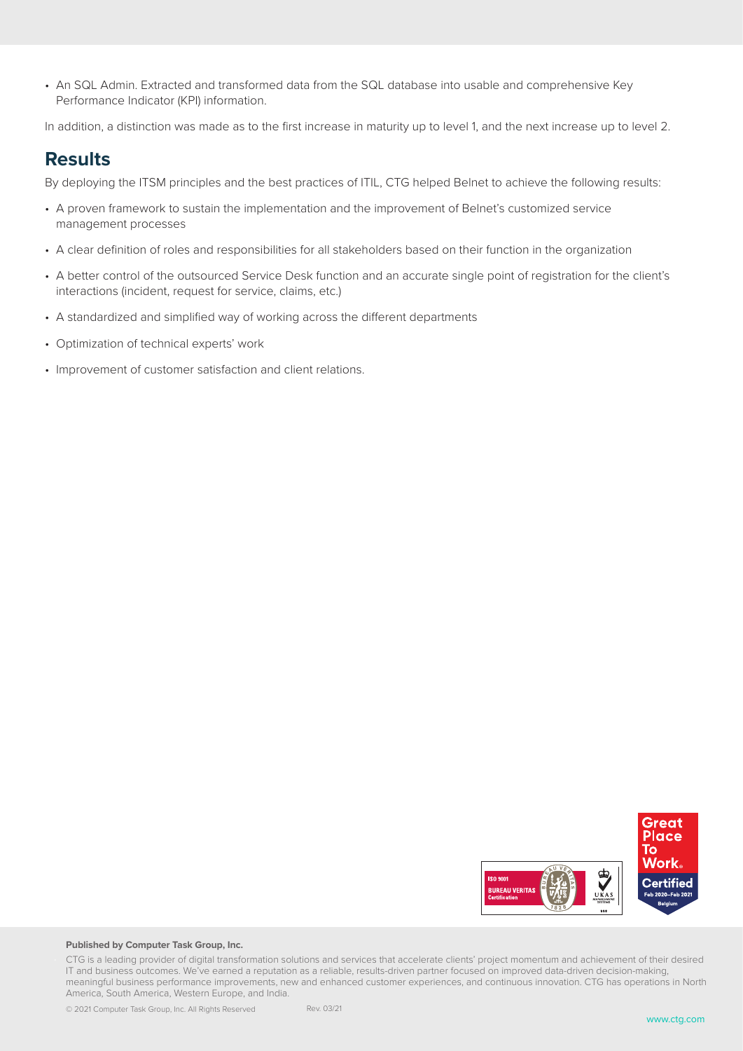- An SQL Admin. Extracted and transformed data from the SQL database into usable and comprehensive Key Performance Indicator (KPI) information.

In addition, a distinction was made as to the first increase in maturity up to level 1, and the next increase up to level 2.

## Results

By deploying the ITSM principles and the best practices of ITIL, CTG helped Belnet to achieve the following results:

- A proven framework to sustain the implementation and the improvement of Belnet's customized service management processes
- A clear definition of roles and responsibilities for all stakeholders based on their function in the organization
- A better control of the outsourced Service Desk function and an accurate single point of registration for the client's interactions (incident, request for service, claims, etc.)
- A standardized and simplified way of working across the different departments
- Optimization of technical experts' work
- Improvement of customer satisfaction and client relations.

**Published by Computer Task Group, Inc.**

CTG is a leading provider of digital transformation solutions and services that accelerate clients' project momentum and achievement of their desired IT and business outcomes. We've earned a reputation as a reliable, results-driven partner focused on improved data-driven decision-making, meaningful business performance improvements, new and enhanced customer experiences, and continuous innovation. CTG has operations in North America, South America, Western Europe, and India.

© 2021 Computer Task Group, Inc. All Rights Reserved Rev. 03/21

www.ctg.com